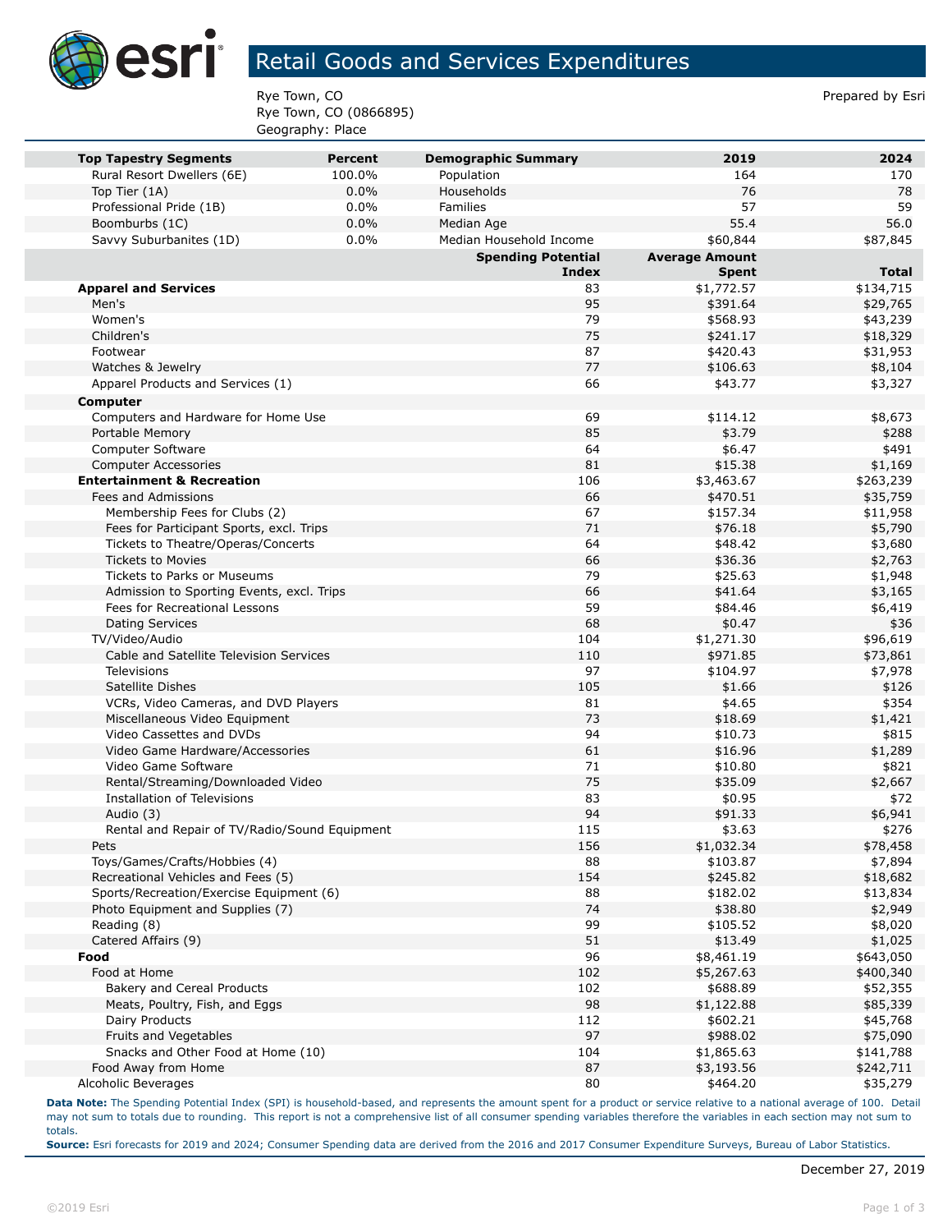# Retail Goods and Services Expenditures

Rye Town, CO
Rye Town, CO (0866895)
Geography: Place

Prepared by Esri

| Top Tapestry Segments | Percent | Demographic Summary | 2019 | 2024 |
|---|---|---|---|---|
| Rural Resort Dwellers (6E) | 100.0% | Population | 164 | 170 |
| Top Tier (1A) | 0.0% | Households | 76 | 78 |
| Professional Pride (1B) | 0.0% | Families | 57 | 59 |
| Boomburbs (1C) | 0.0% | Median Age | 55.4 | 56.0 |
| Savvy Suburbanites (1D) | 0.0% | Median Household Income | $60,844 | $87,845 |

| | Spending Potential Index | Average Amount Spent | Total |
|---|---|---|---|
| **Apparel and Services** | 83 | $1,772.57 | $134,715 |
| Men's | 95 | $391.64 | $29,765 |
| Women's | 79 | $568.93 | $43,239 |
| Children's | 75 | $241.17 | $18,329 |
| Footwear | 87 | $420.43 | $31,953 |
| Watches & Jewelry | 77 | $106.63 | $8,104 |
| Apparel Products and Services (1) | 66 | $43.77 | $3,327 |
| **Computer** | | | |
| Computers and Hardware for Home Use | 69 | $114.12 | $8,673 |
| Portable Memory | 85 | $3.79 | $288 |
| Computer Software | 64 | $6.47 | $491 |
| Computer Accessories | 81 | $15.38 | $1,169 |
| **Entertainment & Recreation** | 106 | $3,463.67 | $263,239 |
| Fees and Admissions | 66 | $470.51 | $35,759 |
| Membership Fees for Clubs (2) | 67 | $157.34 | $11,958 |
| Fees for Participant Sports, excl. Trips | 71 | $76.18 | $5,790 |
| Tickets to Theatre/Operas/Concerts | 64 | $48.42 | $3,680 |
| Tickets to Movies | 66 | $36.36 | $2,763 |
| Tickets to Parks or Museums | 79 | $25.63 | $1,948 |
| Admission to Sporting Events, excl. Trips | 66 | $41.64 | $3,165 |
| Fees for Recreational Lessons | 59 | $84.46 | $6,419 |
| Dating Services | 68 | $0.47 | $36 |
| TV/Video/Audio | 104 | $1,271.30 | $96,619 |
| Cable and Satellite Television Services | 110 | $971.85 | $73,861 |
| Televisions | 97 | $104.97 | $7,978 |
| Satellite Dishes | 105 | $1.66 | $126 |
| VCRs, Video Cameras, and DVD Players | 81 | $4.65 | $354 |
| Miscellaneous Video Equipment | 73 | $18.69 | $1,421 |
| Video Cassettes and DVDs | 94 | $10.73 | $815 |
| Video Game Hardware/Accessories | 61 | $16.96 | $1,289 |
| Video Game Software | 71 | $10.80 | $821 |
| Rental/Streaming/Downloaded Video | 75 | $35.09 | $2,667 |
| Installation of Televisions | 83 | $0.95 | $72 |
| Audio (3) | 94 | $91.33 | $6,941 |
| Rental and Repair of TV/Radio/Sound Equipment | 115 | $3.63 | $276 |
| Pets | 156 | $1,032.34 | $78,458 |
| Toys/Games/Crafts/Hobbies (4) | 88 | $103.87 | $7,894 |
| Recreational Vehicles and Fees (5) | 154 | $245.82 | $18,682 |
| Sports/Recreation/Exercise Equipment (6) | 88 | $182.02 | $13,834 |
| Photo Equipment and Supplies (7) | 74 | $38.80 | $2,949 |
| Reading (8) | 99 | $105.52 | $8,020 |
| Catered Affairs (9) | 51 | $13.49 | $1,025 |
| **Food** | 96 | $8,461.19 | $643,050 |
| Food at Home | 102 | $5,267.63 | $400,340 |
| Bakery and Cereal Products | 102 | $688.89 | $52,355 |
| Meats, Poultry, Fish, and Eggs | 98 | $1,122.88 | $85,339 |
| Dairy Products | 112 | $602.21 | $45,768 |
| Fruits and Vegetables | 97 | $988.02 | $75,090 |
| Snacks and Other Food at Home (10) | 104 | $1,865.63 | $141,788 |
| Food Away from Home | 87 | $3,193.56 | $242,711 |
| Alcoholic Beverages | 80 | $464.20 | $35,279 |

**Data Note:** The Spending Potential Index (SPI) is household-based, and represents the amount spent for a product or service relative to a national average of 100. Detail may not sum to totals due to rounding. This report is not a comprehensive list of all consumer spending variables therefore the variables in each section may not sum to totals.

**Source:** Esri forecasts for 2019 and 2024; Consumer Spending data are derived from the 2016 and 2017 Consumer Expenditure Surveys, Bureau of Labor Statistics.

December 27, 2019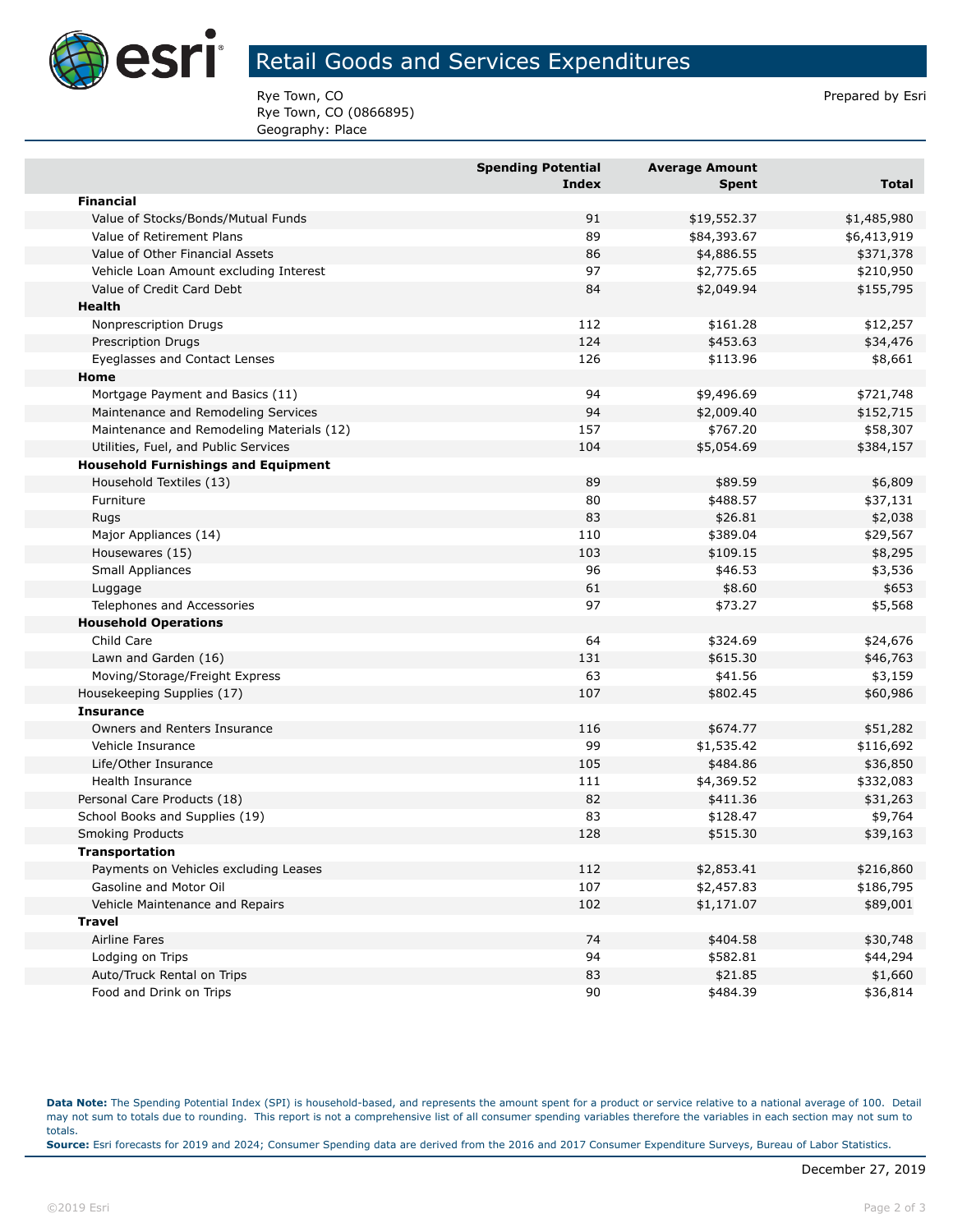# Retail Goods and Services Expenditures

Rye Town, CO
Rye Town, CO (0866895)
Geography: Place

Prepared by Esri

| | Spending Potential Index | Average Amount Spent | Total |
|---|---|---|---|
| **Financial** | | | |
| Value of Stocks/Bonds/Mutual Funds | 91 | $19,552.37 | $1,485,980 |
| Value of Retirement Plans | 89 | $84,393.67 | $6,413,919 |
| Value of Other Financial Assets | 86 | $4,886.55 | $371,378 |
| Vehicle Loan Amount excluding Interest | 97 | $2,775.65 | $210,950 |
| Value of Credit Card Debt | 84 | $2,049.94 | $155,795 |
| **Health** | | | |
| Nonprescription Drugs | 112 | $161.28 | $12,257 |
| Prescription Drugs | 124 | $453.63 | $34,476 |
| Eyeglasses and Contact Lenses | 126 | $113.96 | $8,661 |
| **Home** | | | |
| Mortgage Payment and Basics (11) | 94 | $9,496.69 | $721,748 |
| Maintenance and Remodeling Services | 94 | $2,009.40 | $152,715 |
| Maintenance and Remodeling Materials (12) | 157 | $767.20 | $58,307 |
| Utilities, Fuel, and Public Services | 104 | $5,054.69 | $384,157 |
| **Household Furnishings and Equipment** | | | |
| Household Textiles (13) | 89 | $89.59 | $6,809 |
| Furniture | 80 | $488.57 | $37,131 |
| Rugs | 83 | $26.81 | $2,038 |
| Major Appliances (14) | 110 | $389.04 | $29,567 |
| Housewares (15) | 103 | $109.15 | $8,295 |
| Small Appliances | 96 | $46.53 | $3,536 |
| Luggage | 61 | $8.60 | $653 |
| Telephones and Accessories | 97 | $73.27 | $5,568 |
| **Household Operations** | | | |
| Child Care | 64 | $324.69 | $24,676 |
| Lawn and Garden (16) | 131 | $615.30 | $46,763 |
| Moving/Storage/Freight Express | 63 | $41.56 | $3,159 |
| Housekeeping Supplies (17) | 107 | $802.45 | $60,986 |
| **Insurance** | | | |
| Owners and Renters Insurance | 116 | $674.77 | $51,282 |
| Vehicle Insurance | 99 | $1,535.42 | $116,692 |
| Life/Other Insurance | 105 | $484.86 | $36,850 |
| Health Insurance | 111 | $4,369.52 | $332,083 |
| Personal Care Products (18) | 82 | $411.36 | $31,263 |
| School Books and Supplies (19) | 83 | $128.47 | $9,764 |
| Smoking Products | 128 | $515.30 | $39,163 |
| **Transportation** | | | |
| Payments on Vehicles excluding Leases | 112 | $2,853.41 | $216,860 |
| Gasoline and Motor Oil | 107 | $2,457.83 | $186,795 |
| Vehicle Maintenance and Repairs | 102 | $1,171.07 | $89,001 |
| **Travel** | | | |
| Airline Fares | 74 | $404.58 | $30,748 |
| Lodging on Trips | 94 | $582.81 | $44,294 |
| Auto/Truck Rental on Trips | 83 | $21.85 | $1,660 |
| Food and Drink on Trips | 90 | $484.39 | $36,814 |

**Data Note:** The Spending Potential Index (SPI) is household-based, and represents the amount spent for a product or service relative to a national average of 100. Detail may not sum to totals due to rounding. This report is not a comprehensive list of all consumer spending variables therefore the variables in each section may not sum to totals.
**Source:** Esri forecasts for 2019 and 2024; Consumer Spending data are derived from the 2016 and 2017 Consumer Expenditure Surveys, Bureau of Labor Statistics.

December 27, 2019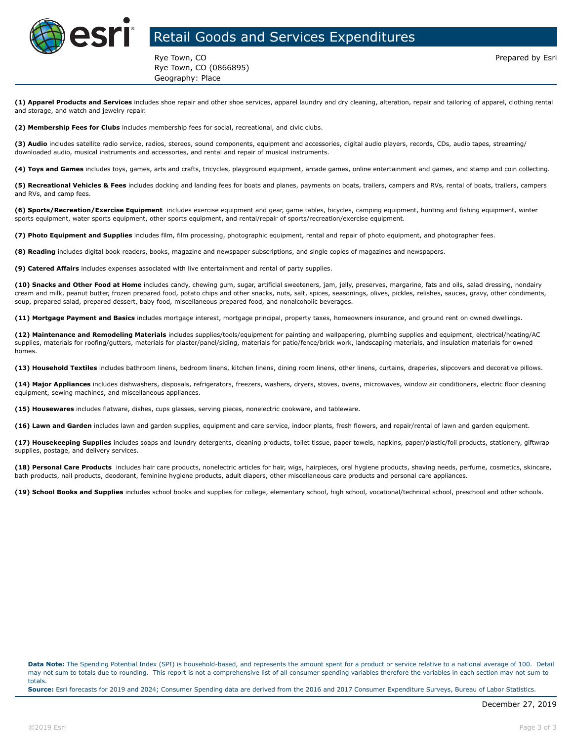# Retail Goods and Services Expenditures

Rye Town, CO
Rye Town, CO (0866895)
Geography: Place

Prepared by Esri

**(1) Apparel Products and Services** includes shoe repair and other shoe services, apparel laundry and dry cleaning, alteration, repair and tailoring of apparel, clothing rental and storage, and watch and jewelry repair.

**(2) Membership Fees for Clubs** includes membership fees for social, recreational, and civic clubs.

**(3) Audio** includes satellite radio service, radios, stereos, sound components, equipment and accessories, digital audio players, records, CDs, audio tapes, streaming/downloaded audio, musical instruments and accessories, and rental and repair of musical instruments.

**(4) Toys and Games** includes toys, games, arts and crafts, tricycles, playground equipment, arcade games, online entertainment and games, and stamp and coin collecting.

**(5) Recreational Vehicles & Fees** includes docking and landing fees for boats and planes, payments on boats, trailers, campers and RVs, rental of boats, trailers, campers and RVs, and camp fees.

**(6) Sports/Recreation/Exercise Equipment** includes exercise equipment and gear, game tables, bicycles, camping equipment, hunting and fishing equipment, winter sports equipment, water sports equipment, other sports equipment, and rental/repair of sports/recreation/exercise equipment.

**(7) Photo Equipment and Supplies** includes film, film processing, photographic equipment, rental and repair of photo equipment, and photographer fees.

**(8) Reading** includes digital book readers, books, magazine and newspaper subscriptions, and single copies of magazines and newspapers.

**(9) Catered Affairs** includes expenses associated with live entertainment and rental of party supplies.

**(10) Snacks and Other Food at Home** includes candy, chewing gum, sugar, artificial sweeteners, jam, jelly, preserves, margarine, fats and oils, salad dressing, nondairy cream and milk, peanut butter, frozen prepared food, potato chips and other snacks, nuts, salt, spices, seasonings, olives, pickles, relishes, sauces, gravy, other condiments, soup, prepared salad, prepared dessert, baby food, miscellaneous prepared food, and nonalcoholic beverages.

**(11) Mortgage Payment and Basics** includes mortgage interest, mortgage principal, property taxes, homeowners insurance, and ground rent on owned dwellings.

**(12) Maintenance and Remodeling Materials** includes supplies/tools/equipment for painting and wallpapering, plumbing supplies and equipment, electrical/heating/AC supplies, materials for roofing/gutters, materials for plaster/panel/siding, materials for patio/fence/brick work, landscaping materials, and insulation materials for owned homes.

**(13) Household Textiles** includes bathroom linens, bedroom linens, kitchen linens, dining room linens, other linens, curtains, draperies, slipcovers and decorative pillows.

**(14) Major Appliances** includes dishwashers, disposals, refrigerators, freezers, washers, dryers, stoves, ovens, microwaves, window air conditioners, electric floor cleaning equipment, sewing machines, and miscellaneous appliances.

**(15) Housewares** includes flatware, dishes, cups glasses, serving pieces, nonelectric cookware, and tableware.

**(16) Lawn and Garden** includes lawn and garden supplies, equipment and care service, indoor plants, fresh flowers, and repair/rental of lawn and garden equipment.

**(17) Housekeeping Supplies** includes soaps and laundry detergents, cleaning products, toilet tissue, paper towels, napkins, paper/plastic/foil products, stationery, giftwrap supplies, postage, and delivery services.

**(18) Personal Care Products** includes hair care products, nonelectric articles for hair, wigs, hairpieces, oral hygiene products, shaving needs, perfume, cosmetics, skincare, bath products, nail products, deodorant, feminine hygiene products, adult diapers, other miscellaneous care products and personal care appliances.

**(19) School Books and Supplies** includes school books and supplies for college, elementary school, high school, vocational/technical school, preschool and other schools.

**Data Note:** The Spending Potential Index (SPI) is household-based, and represents the amount spent for a product or service relative to a national average of 100. Detail may not sum to totals due to rounding. This report is not a comprehensive list of all consumer spending variables therefore the variables in each section may not sum to totals.
**Source:** Esri forecasts for 2019 and 2024; Consumer Spending data are derived from the 2016 and 2017 Consumer Expenditure Surveys, Bureau of Labor Statistics.

December 27, 2019